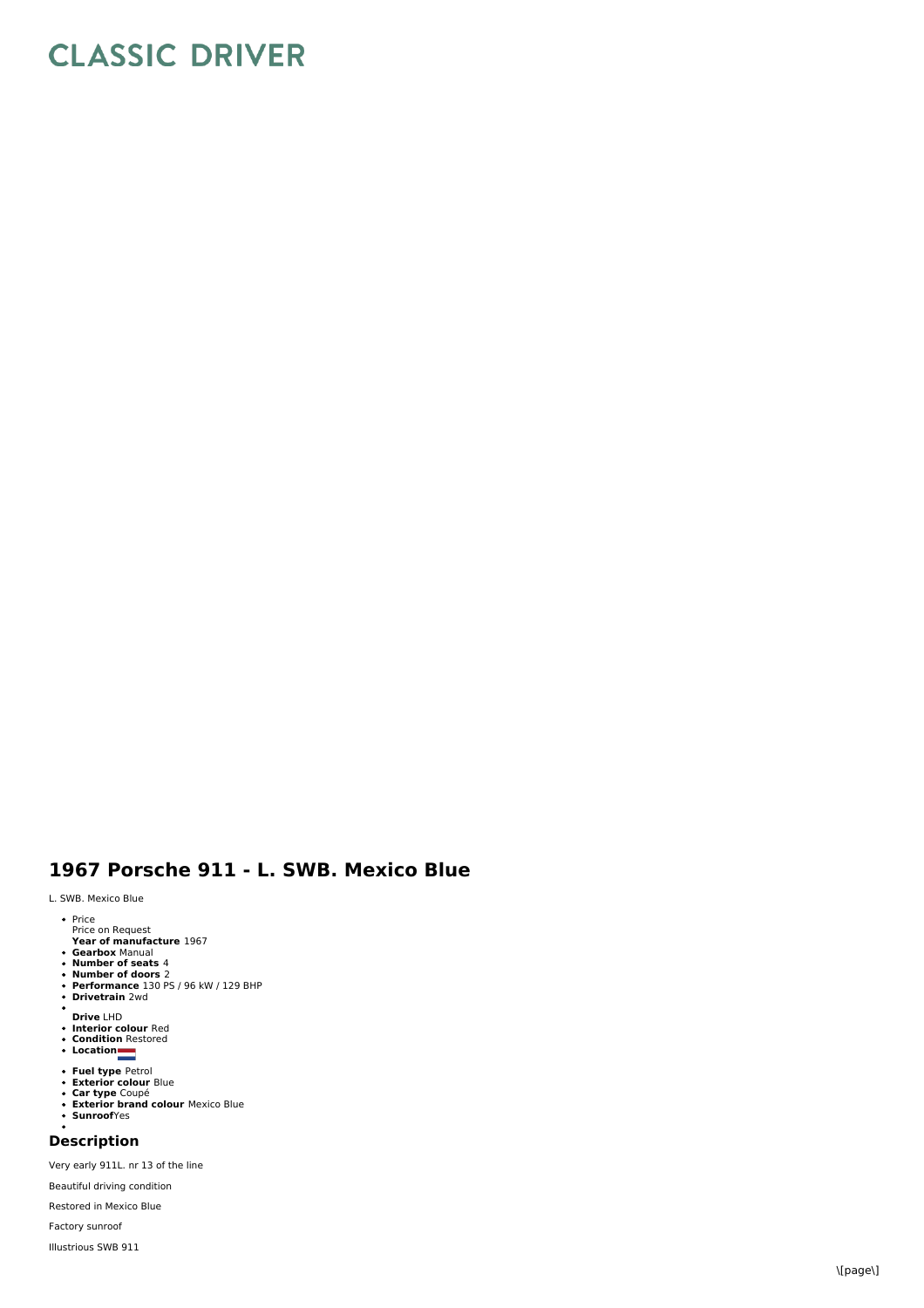# CLASSIC DRIVER

## 1967 Porsche 911 - L. SWB. Mexico Blue

L. SWB. Mexico Blue

- Price
  Price on Request
  **Year of manufacture** 1967
- **Gearbox** Manual
- **Number of seats** 4
- **Number of doors** 2
- **Performance** 130 PS / 96 kW / 129 BHP
- **Drivetrain** 2wd
- 
  **Drive** LHD
- **Interior colour** Red
- **Condition** Restored
- **Location**
- **Fuel type** Petrol
- **Exterior colour** Blue
- **Car type** Coupé
- **Exterior brand colour** Mexico Blue
- **Sunroof** Yes
- 

### Description

Very early 911L. nr 13 of the line

Beautiful driving condition

Restored in Mexico Blue

Factory sunroof

Illustrious SWB 911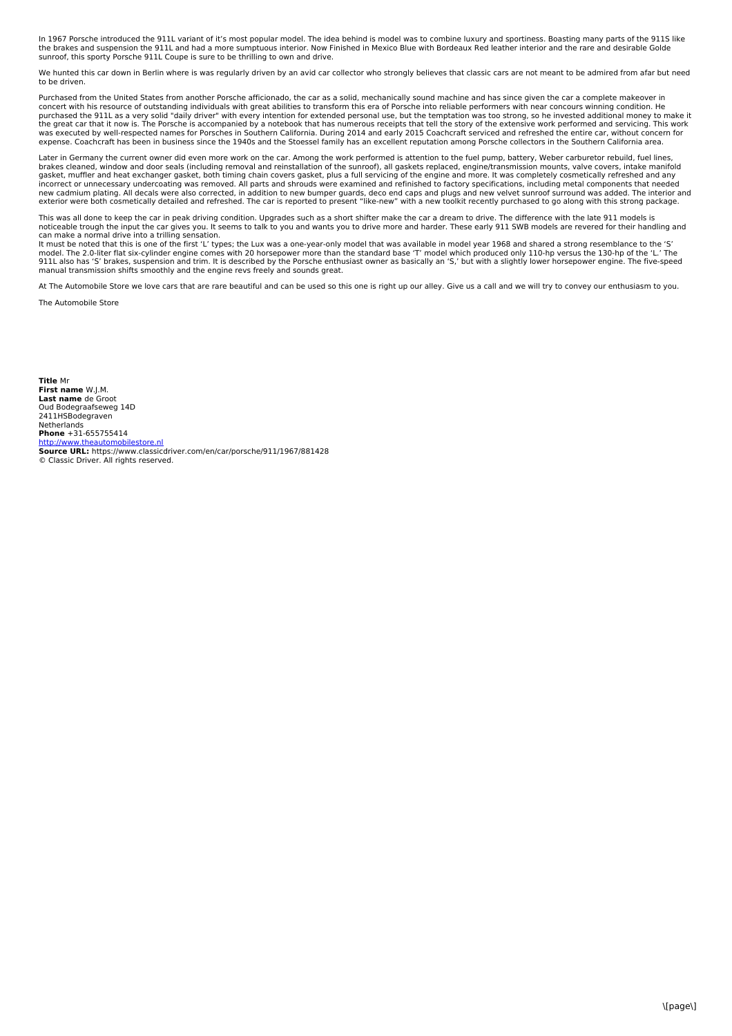In 1967 Porsche introduced the 911L variant of it's most popular model. The idea behind is model was to combine luxury and sportiness. Boasting many parts of the 911S like the brakes and suspension the 911L and had a more sumptuous interior. Now Finished in Mexico Blue with Bordeaux Red leather interior and the rare and desirable Golde sunroof, this sporty Porsche 911L Coupe is sure to be thrilling to own and drive.

We hunted this car down in Berlin where is was regularly driven by an avid car collector who strongly believes that classic cars are not meant to be admired from afar but need to be driven.

Purchased from the United States from another Porsche afficionado, the car as a solid, mechanically sound machine and has since given the car a complete makeover in concert with his resource of outstanding individuals with great abilities to transform this era of Porsche into reliable performers with near concours winning condition. He purchased the 911L as a very solid "daily driver" with every intention for extended personal use, but the temptation was too strong, so he invested additional money to make it the great car that it now is. The Porsche is accompanied by a notebook that has numerous receipts that tell the story of the extensive work performed and servicing. This work was executed by well-respected names for Porsches in Southern California. During 2014 and early 2015 Coachcraft serviced and refreshed the entire car, without concern for expense. Coachcraft has been in business since the 1940s and the Stoessel family has an excellent reputation among Porsche collectors in the Southern California area.

Later in Germany the current owner did even more work on the car. Among the work performed is attention to the fuel pump, battery, Weber carburetor rebuild, fuel lines, brakes cleaned, window and door seals (including removal and reinstallation of the sunroof), all gaskets replaced, engine/transmission mounts, valve covers, intake manifold gasket, muffler and heat exchanger gasket, both timing chain covers gasket, plus a full servicing of the engine and more. It was completely cosmetically refreshed and any incorrect or unnecessary undercoating was removed. All parts and shrouds were examined and refinished to factory specifications, including metal components that needed new cadmium plating. All decals were also corrected, in addition to new bumper guards, deco end caps and plugs and new velvet sunroof surround was added. The interior and exterior were both cosmetically detailed and refreshed. The car is reported to present "like-new" with a new toolkit recently purchased to go along with this strong package.

This was all done to keep the car in peak driving condition. Upgrades such as a short shifter make the car a dream to drive. The difference with the late 911 models is noticeable trough the input the car gives you. It seems to talk to you and wants you to drive more and harder. These early 911 SWB models are revered for their handling and can make a normal drive into a trilling sensation.
It must be noted that this is one of the first 'L' types; the Lux was a one-year-only model that was available in model year 1968 and shared a strong resemblance to the 'S' model. The 2.0-liter flat six-cylinder engine comes with 20 horsepower more than the standard base 'T' model which produced only 110-hp versus the 130-hp of the 'L.' The 911L also has 'S' brakes, suspension and trim. It is described by the Porsche enthusiast owner as basically an 'S,' but with a slightly lower horsepower engine. The five-speed manual transmission shifts smoothly and the engine revs freely and sounds great.

At The Automobile Store we love cars that are rare beautiful and can be used so this one is right up our alley. Give us a call and we will try to convey our enthusiasm to you.

The Automobile Store

**Title** Mr
**First name** W.J.M.
**Last name** de Groot
Oud Bodegraafseweg 14D
2411HSBodegraven
Netherlands
**Phone** +31-655755414
http://www.theautomobilestore.nl
**Source URL:** https://www.classicdriver.com/en/car/porsche/911/1967/881428
© Classic Driver. All rights reserved.